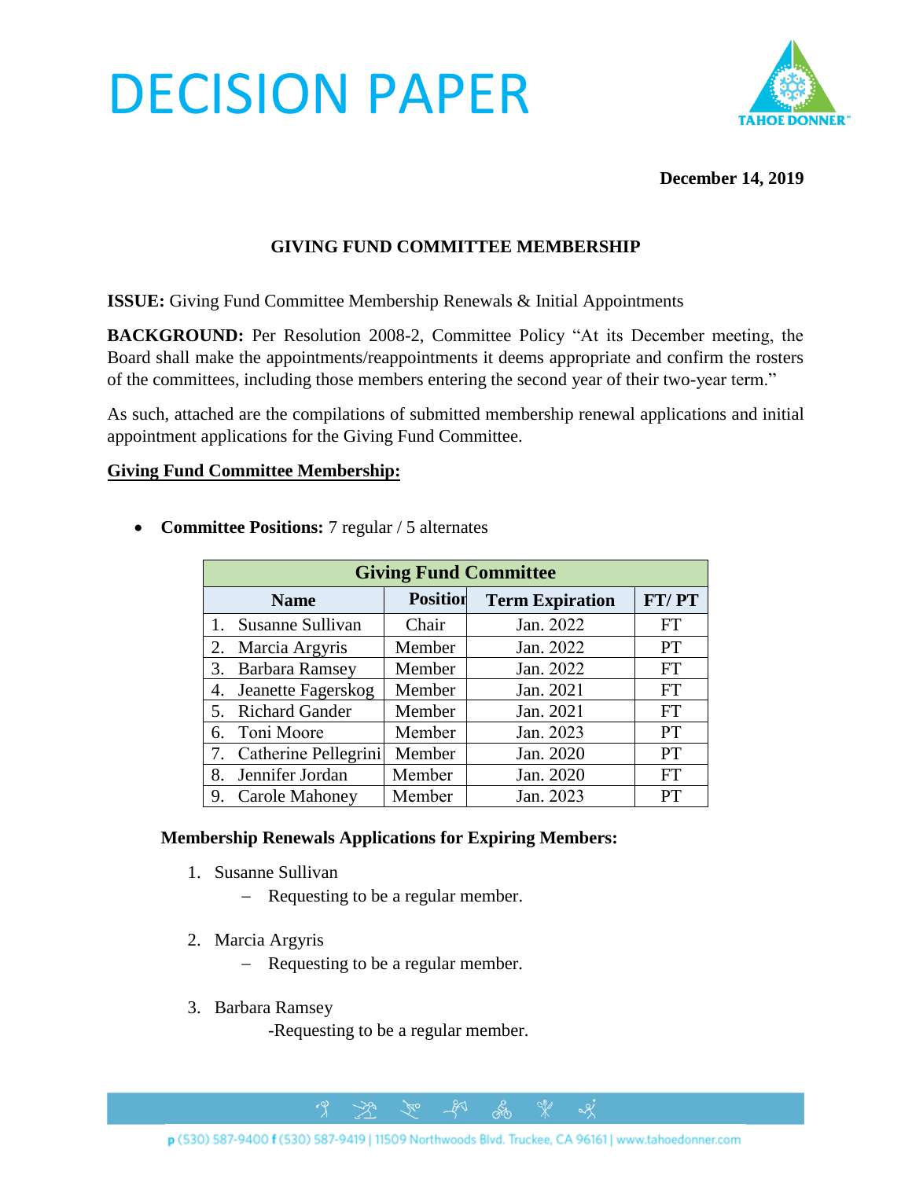# DECISION PAPER

**December 14, 2019**

**GIVING FUND COMMITTEE MEMBERSHIP**

**ISSUE:** Giving Fund Committee Membership Renewals & Initial Appointments

**BACKGROUND:** Per Resolution 2008-2, Committee Policy "At its December meeting, the Board shall make the appointments/reappointments it deems appropriate and confirm the rosters of the committees, including those members entering the second year of their two-year term."

As such, attached are the compilations of submitted membership renewal applications and initial appointment applications for the Giving Fund Committee.

**Giving Fund Committee Membership:**

- **Committee Positions:** 7 regular / 5 alternates

| Giving Fund Committee | | | |
|---|---|---|---|
| **Name** | **Position** | **Term Expiration** | **FT/ PT** |
| 1. Susanne Sullivan | Chair | Jan. 2022 | FT |
| 2. Marcia Argyris | Member | Jan. 2022 | PT |
| 3. Barbara Ramsey | Member | Jan. 2022 | FT |
| 4. Jeanette Fagerskog | Member | Jan. 2021 | FT |
| 5. Richard Gander | Member | Jan. 2021 | FT |
| 6. Toni Moore | Member | Jan. 2023 | PT |
| 7. Catherine Pellegrini | Member | Jan. 2020 | PT |
| 8. Jennifer Jordan | Member | Jan. 2020 | FT |
| 9. Carole Mahoney | Member | Jan. 2023 | PT |

**Membership Renewals Applications for Expiring Members:**

1. Susanne Sullivan
   - Requesting to be a regular member.
2. Marcia Argyris
   - Requesting to be a regular member.
3. Barbara Ramsey
   - Requesting to be a regular member.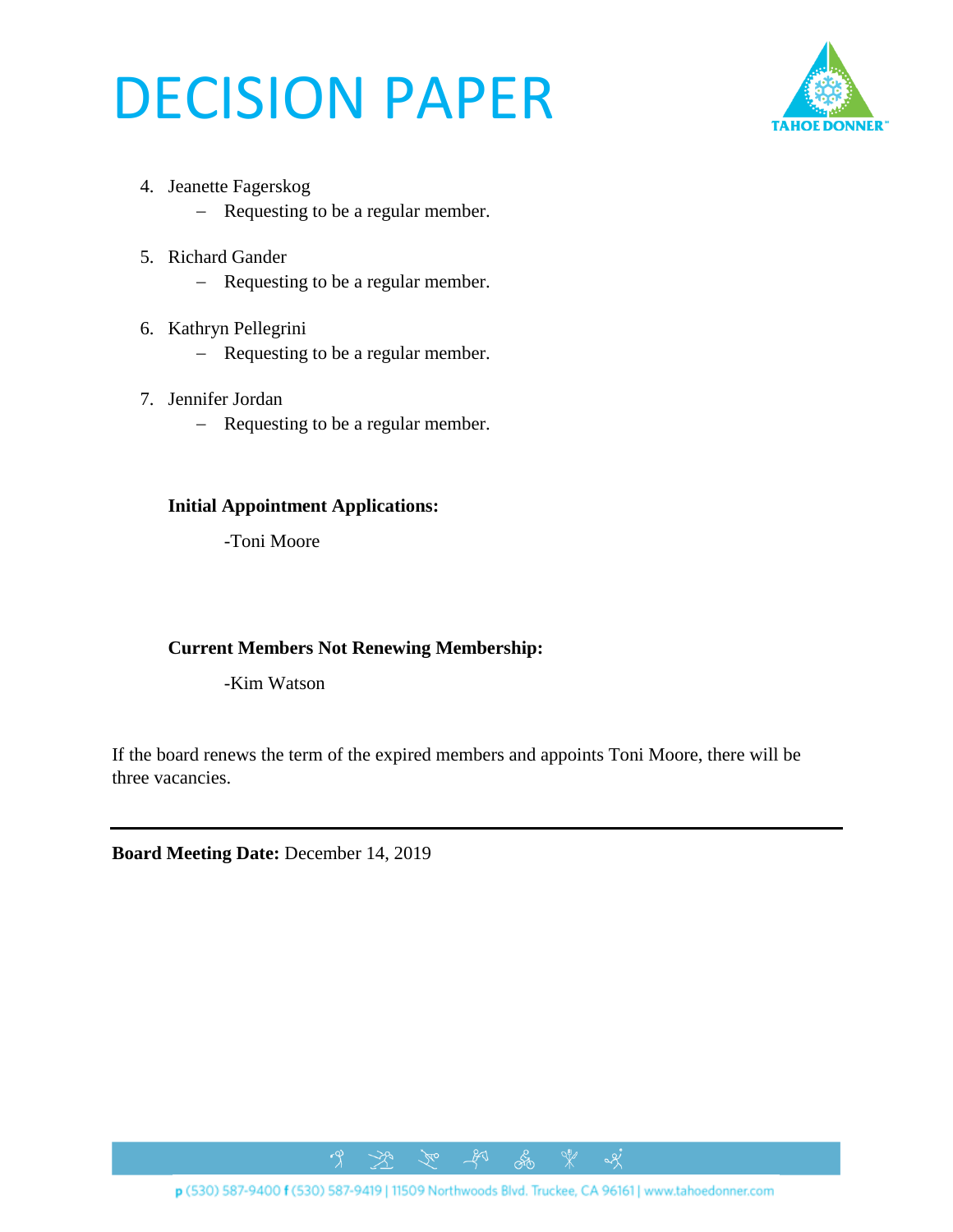# DECISION PAPER

4. Jeanette Fagerskog
   - Requesting to be a regular member.

5. Richard Gander
   - Requesting to be a regular member.

6. Kathryn Pellegrini
   - Requesting to be a regular member.

7. Jennifer Jordan
   - Requesting to be a regular member.

**Initial Appointment Applications:**

-Toni Moore

**Current Members Not Renewing Membership:**

-Kim Watson

If the board renews the term of the expired members and appoints Toni Moore, there will be three vacancies.

---

**Board Meeting Date:** December 14, 2019